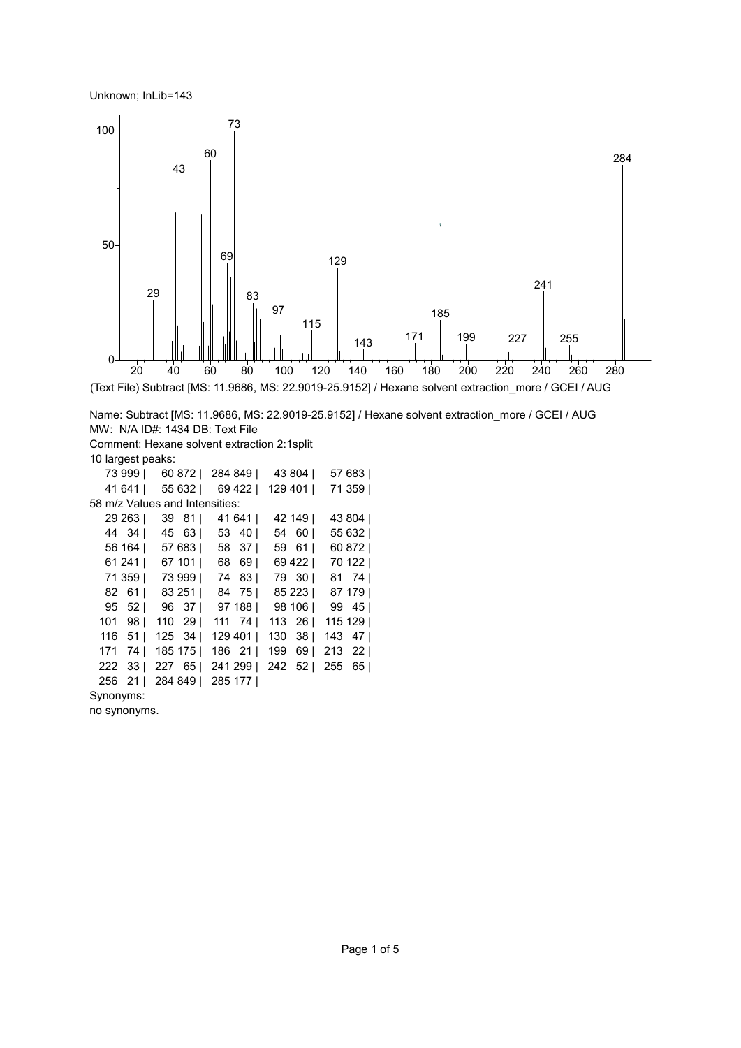Unknown; InLib=143

(Text File) Subtract [MS: 11.9686, MS: 22.9019-25.9152] / Hexane solvent extraction_more / GCEI / AUG

Name: Subtract [MS: 11.9686, MS: 22.9019-25.9152] / Hexane solvent extraction_more / GCEI / AUG
MW: N/A ID#: 1434 DB: Text File
Comment: Hexane solvent extraction 2:1split
10 largest peaks:

| | | | | |
|---|---|---|---|---|
| 73 999 | 60 872 | 284 849 | 43 804 | 57 683 |
| 41 641 | 55 632 | 69 422 | 129 401 | 71 359 |

58 m/z Values and Intensities:

| | | | | |
|---|---|---|---|---|
| 29 263 | 39 81 | 41 641 | 42 149 | 43 804 |
| 44 34 | 45 63 | 53 40 | 54 60 | 55 632 |
| 56 164 | 57 683 | 58 37 | 59 61 | 60 872 |
| 61 241 | 67 101 | 68 69 | 69 422 | 70 122 |
| 71 359 | 73 999 | 74 83 | 79 30 | 81 74 |
| 82 61 | 83 251 | 84 75 | 85 223 | 87 179 |
| 95 52 | 96 37 | 97 188 | 98 106 | 99 45 |
| 101 98 | 110 29 | 111 74 | 113 26 | 115 129 |
| 116 51 | 125 34 | 129 401 | 130 38 | 143 47 |
| 171 74 | 185 175 | 186 21 | 199 69 | 213 22 |
| 222 33 | 227 65 | 241 299 | 242 52 | 255 65 |
| 256 21 | 284 849 | 285 177 | | |

Synonyms:
no synonyms.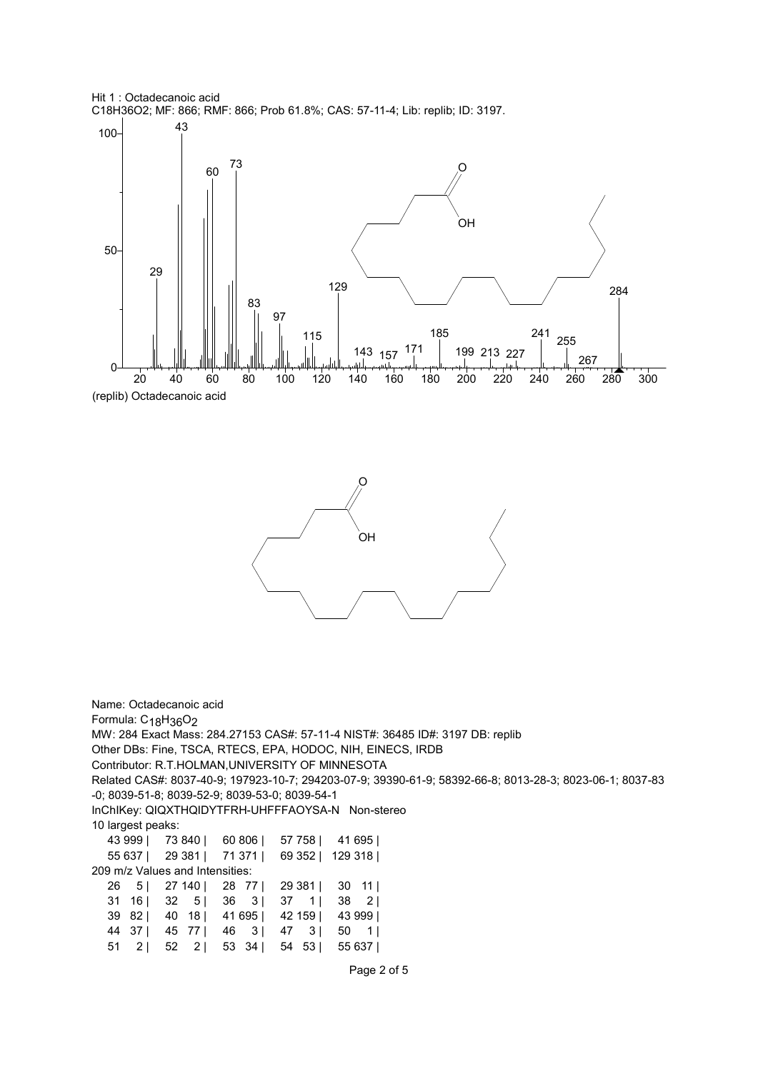Hit 1 : Octadecanoic acid
C18H36O2; MF: 866; RMF: 866; Prob 61.8%; CAS: 57-11-4; Lib: replib; ID: 3197.

(replib) Octadecanoic acid

Name: Octadecanoic acid
Formula: $C_{18}H_{36}O_2$
MW: 284 Exact Mass: 284.27153 CAS#: 57-11-4 NIST#: 36485 ID#: 3197 DB: replib
Other DBs: Fine, TSCA, RTECS, EPA, HODOC, NIH, EINECS, IRDB
Contributor: R.T.HOLMAN,UNIVERSITY OF MINNESOTA
Related CAS#: 8037-40-9; 197923-10-7; 294203-07-9; 39390-61-9; 58392-66-8; 8013-28-3; 8023-06-1; 8037-83-0; 8039-51-8; 8039-52-9; 8039-53-0; 8039-54-1
InChIKey: QIQXTHQIDYTFRH-UHFFFAOYSA-N Non-stereo

10 largest peaks:

| | | | | |
|---|---|---|---|---|
| 43 999 | 73 840 | 60 806 | 57 758 | 41 695 |
| 55 637 | 29 381 | 71 371 | 69 352 | 129 318 |

209 m/z Values and Intensities:

| | | | | |
|---|---|---|---|---|
| 26 5 | 27 140 | 28 77 | 29 381 | 30 11 |
| 31 16 | 32 5 | 36 3 | 37 1 | 38 2 |
| 39 82 | 40 18 | 41 695 | 42 159 | 43 999 |
| 44 37 | 45 77 | 46 3 | 47 3 | 50 1 |
| 51 2 | 52 2 | 53 34 | 54 53 | 55 637 |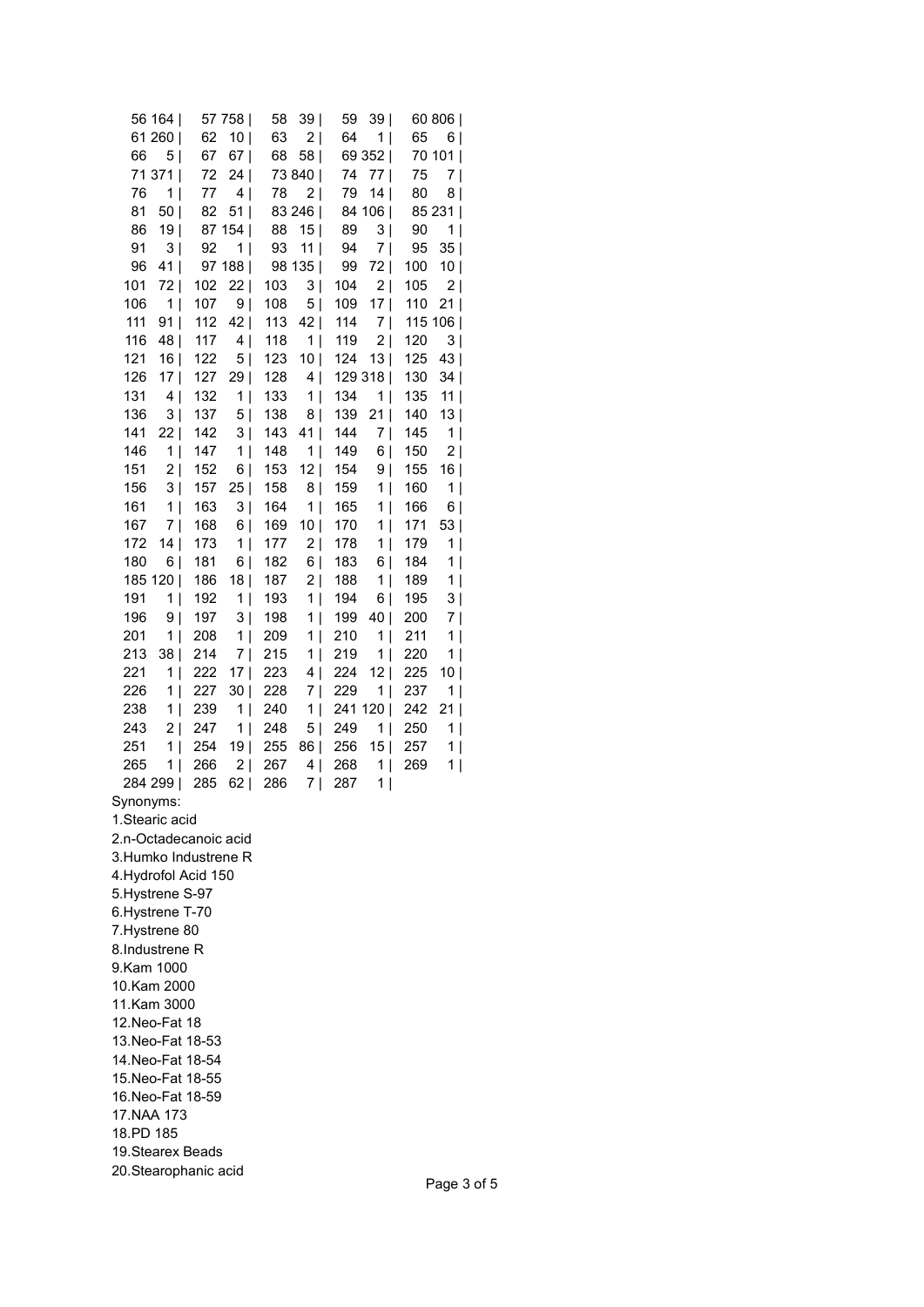| | | | | | | | | | |
|---|---|---|---|---|---|---|---|---|---|
| 56 | 164 | 57 | 758 | 58 | 39 | 59 | 39 | 60 | 806 |
| 61 | 260 | 62 | 10 | 63 | 2 | 64 | 1 | 65 | 6 |
| 66 | 5 | 67 | 67 | 68 | 58 | 69 | 352 | 70 | 101 |
| 71 | 371 | 72 | 24 | 73 | 840 | 74 | 77 | 75 | 7 |
| 76 | 1 | 77 | 4 | 78 | 2 | 79 | 14 | 80 | 8 |
| 81 | 50 | 82 | 51 | 83 | 246 | 84 | 106 | 85 | 231 |
| 86 | 19 | 87 | 154 | 88 | 15 | 89 | 3 | 90 | 1 |
| 91 | 3 | 92 | 1 | 93 | 11 | 94 | 7 | 95 | 35 |
| 96 | 41 | 97 | 188 | 98 | 135 | 99 | 72 | 100 | 10 |
| 101 | 72 | 102 | 22 | 103 | 3 | 104 | 2 | 105 | 2 |
| 106 | 1 | 107 | 9 | 108 | 5 | 109 | 17 | 110 | 21 |
| 111 | 91 | 112 | 42 | 113 | 42 | 114 | 7 | 115 | 106 |
| 116 | 48 | 117 | 4 | 118 | 1 | 119 | 2 | 120 | 3 |
| 121 | 16 | 122 | 5 | 123 | 10 | 124 | 13 | 125 | 43 |
| 126 | 17 | 127 | 29 | 128 | 4 | 129 | 318 | 130 | 34 |
| 131 | 4 | 132 | 1 | 133 | 1 | 134 | 1 | 135 | 11 |
| 136 | 3 | 137 | 5 | 138 | 8 | 139 | 21 | 140 | 13 |
| 141 | 22 | 142 | 3 | 143 | 41 | 144 | 7 | 145 | 1 |
| 146 | 1 | 147 | 1 | 148 | 1 | 149 | 6 | 150 | 2 |
| 151 | 2 | 152 | 6 | 153 | 12 | 154 | 9 | 155 | 16 |
| 156 | 3 | 157 | 25 | 158 | 8 | 159 | 1 | 160 | 1 |
| 161 | 1 | 163 | 3 | 164 | 1 | 165 | 1 | 166 | 6 |
| 167 | 7 | 168 | 6 | 169 | 10 | 170 | 1 | 171 | 53 |
| 172 | 14 | 173 | 1 | 177 | 2 | 178 | 1 | 179 | 1 |
| 180 | 6 | 181 | 6 | 182 | 6 | 183 | 6 | 184 | 1 |
| 185 | 120 | 186 | 18 | 187 | 2 | 188 | 1 | 189 | 1 |
| 191 | 1 | 192 | 1 | 193 | 1 | 194 | 6 | 195 | 3 |
| 196 | 9 | 197 | 3 | 198 | 1 | 199 | 40 | 200 | 7 |
| 201 | 1 | 208 | 1 | 209 | 1 | 210 | 1 | 211 | 1 |
| 213 | 38 | 214 | 7 | 215 | 1 | 219 | 1 | 220 | 1 |
| 221 | 1 | 222 | 17 | 223 | 4 | 224 | 12 | 225 | 10 |
| 226 | 1 | 227 | 30 | 228 | 7 | 229 | 1 | 237 | 1 |
| 238 | 1 | 239 | 1 | 240 | 1 | 241 | 120 | 242 | 21 |
| 243 | 2 | 247 | 1 | 248 | 5 | 249 | 1 | 250 | 1 |
| 251 | 1 | 254 | 19 | 255 | 86 | 256 | 15 | 257 | 1 |
| 265 | 1 | 266 | 2 | 267 | 4 | 268 | 1 | 269 | 1 |
| 284 | 299 | 285 | 62 | 286 | 7 | 287 | 1 | | |

Synonyms:

1.Stearic acid
2.n-Octadecanoic acid
3.Humko Industrene R
4.Hydrofol Acid 150
5.Hystrene S-97
6.Hystrene T-70
7.Hystrene 80
8.Industrene R
9.Kam 1000
10.Kam 2000
11.Kam 3000
12.Neo-Fat 18
13.Neo-Fat 18-53
14.Neo-Fat 18-54
15.Neo-Fat 18-55
16.Neo-Fat 18-59
17.NAA 173
18.PD 185
19.Stearex Beads
20.Stearophanic acid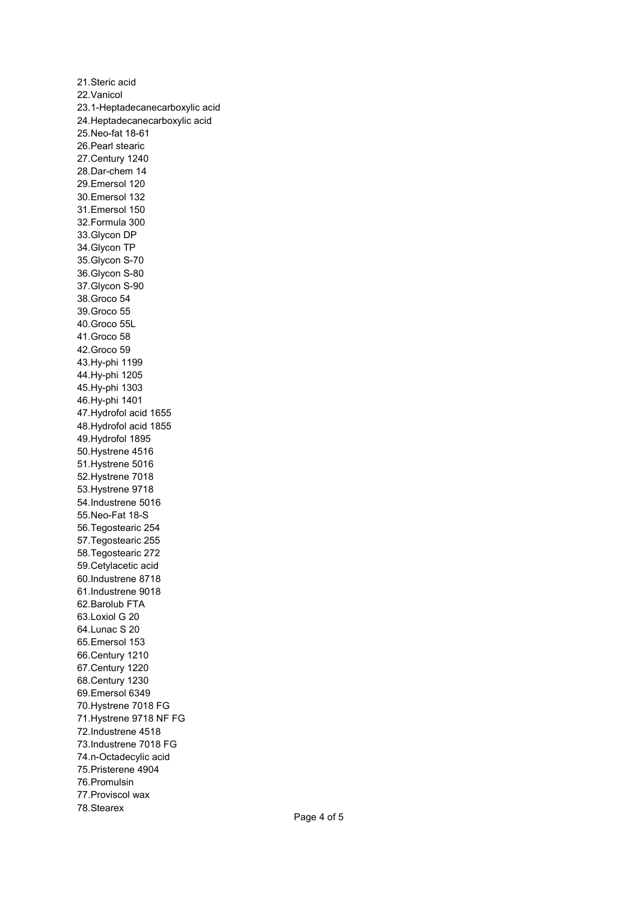21.Steric acid
22.Vanicol
23.1-Heptadecanecarboxylic acid
24.Heptadecanecarboxylic acid
25.Neo-fat 18-61
26.Pearl stearic
27.Century 1240
28.Dar-chem 14
29.Emersol 120
30.Emersol 132
31.Emersol 150
32.Formula 300
33.Glycon DP
34.Glycon TP
35.Glycon S-70
36.Glycon S-80
37.Glycon S-90
38.Groco 54
39.Groco 55
40.Groco 55L
41.Groco 58
42.Groco 59
43.Hy-phi 1199
44.Hy-phi 1205
45.Hy-phi 1303
46.Hy-phi 1401
47.Hydrofol acid 1655
48.Hydrofol acid 1855
49.Hydrofol 1895
50.Hystrene 4516
51.Hystrene 5016
52.Hystrene 7018
53.Hystrene 9718
54.Industrene 5016
55.Neo-Fat 18-S
56.Tegostearic 254
57.Tegostearic 255
58.Tegostearic 272
59.Cetylacetic acid
60.Industrene 8718
61.Industrene 9018
62.Barolub FTA
63.Loxiol G 20
64.Lunac S 20
65.Emersol 153
66.Century 1210
67.Century 1220
68.Century 1230
69.Emersol 6349
70.Hystrene 7018 FG
71.Hystrene 9718 NF FG
72.Industrene 4518
73.Industrene 7018 FG
74.n-Octadecylic acid
75.Pristerene 4904
76.Promulsin
77.Proviscol wax
78.Stearex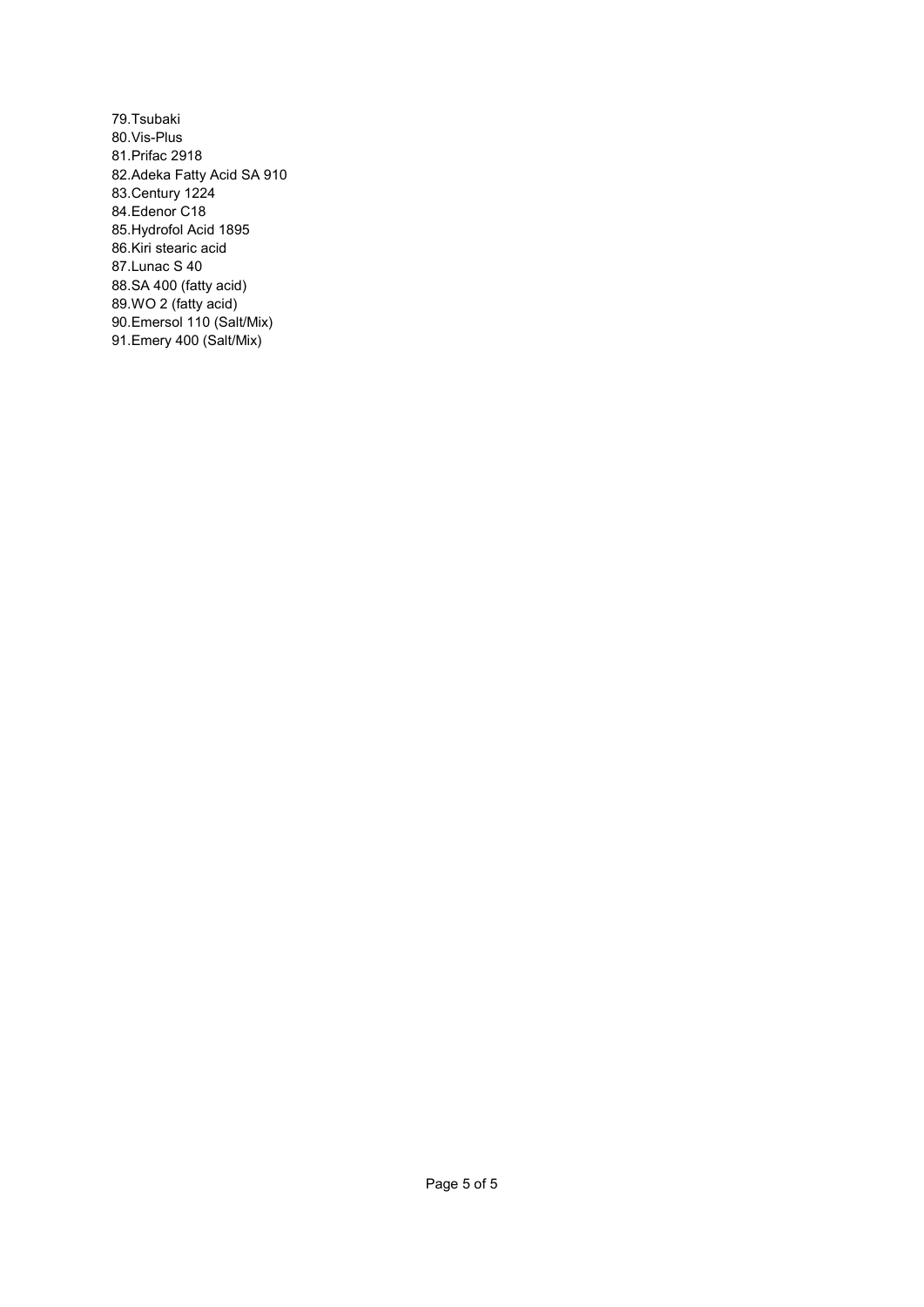79. Tsubaki
80. Vis-Plus
81. Prifac 2918
82. Adeka Fatty Acid SA 910
83. Century 1224
84. Edenor C18
85. Hydrofol Acid 1895
86. Kiri stearic acid
87. Lunac S 40
88. SA 400 (fatty acid)
89. WO 2 (fatty acid)
90. Emersol 110 (Salt/Mix)
91. Emery 400 (Salt/Mix)